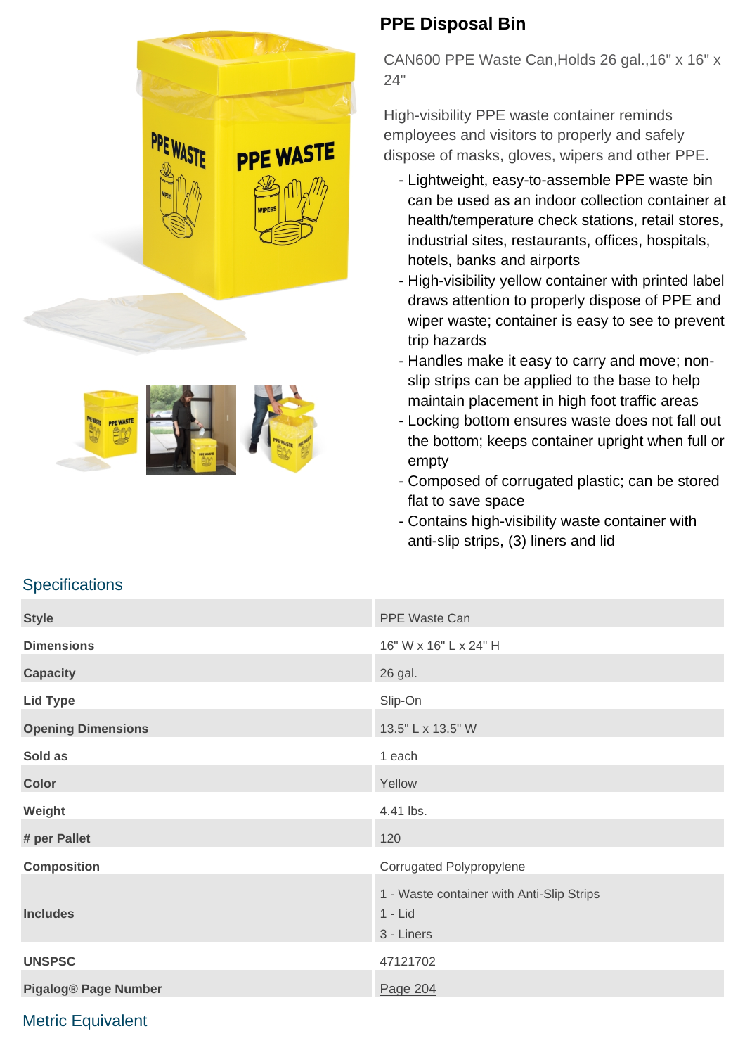# PPE Disposal Bin

CAN600 PPE Waste Can,Holds 26 gal.,16" x 16" x 24"

High-visibility PPE waste container reminds employees and visitors to properly and safely dispose of masks, gloves, wipers and other PPE.

- Lightweight, easy-to-assemble PPE waste bin can be used as an indoor collection container at health/temperature check stations, retail stores, industrial sites, restaurants, offices, hospitals, hotels, banks and airports
- High-visibility yellow container with printed label draws attention to properly dispose of PPE and wiper waste; container is easy to see to prevent trip hazards
- Handles make it easy to carry and move; non-slip strips can be applied to the base to help maintain placement in high foot traffic areas
- Locking bottom ensures waste does not fall out the bottom; keeps container upright when full or empty
- Composed of corrugated plastic; can be stored flat to save space
- Contains high-visibility waste container with anti-slip strips, (3) liners and lid

## Specifications

| | |
|---|---|
| **Style** | PPE Waste Can |
| **Dimensions** | 16" W x 16" L x 24" H |
| **Capacity** | 26 gal. |
| **Lid Type** | Slip-On |
| **Opening Dimensions** | 13.5" L x 13.5" W |
| **Sold as** | 1 each |
| **Color** | Yellow |
| **Weight** | 4.41 lbs. |
| **# per Pallet** | 120 |
| **Composition** | Corrugated Polypropylene |
| **Includes** | 1 - Waste container with Anti-Slip Strips<br>1 - Lid<br>3 - Liners |
| **UNSPSC** | 47121702 |
| **Pigalog® Page Number** | Page 204 |

## Metric Equivalent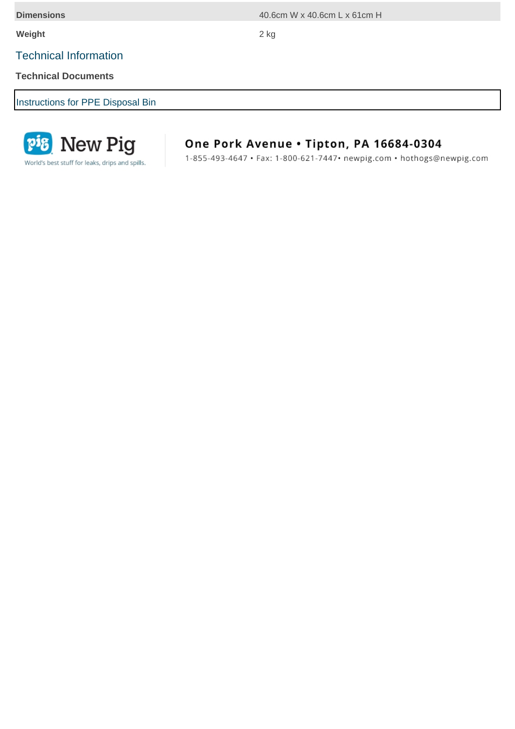| | |
|---|---|
| **Dimensions** | 40.6cm W x 40.6cm L x 61cm H |
| **Weight** | 2 kg |

## Technical Information

**Technical Documents**

Instructions for PPE Disposal Bin

New Pig
World's best stuff for leaks, drips and spills.

**One Pork Avenue • Tipton, PA 16684-0304**
1-855-493-4647 • Fax: 1-800-621-7447• newpig.com • hothogs@newpig.com